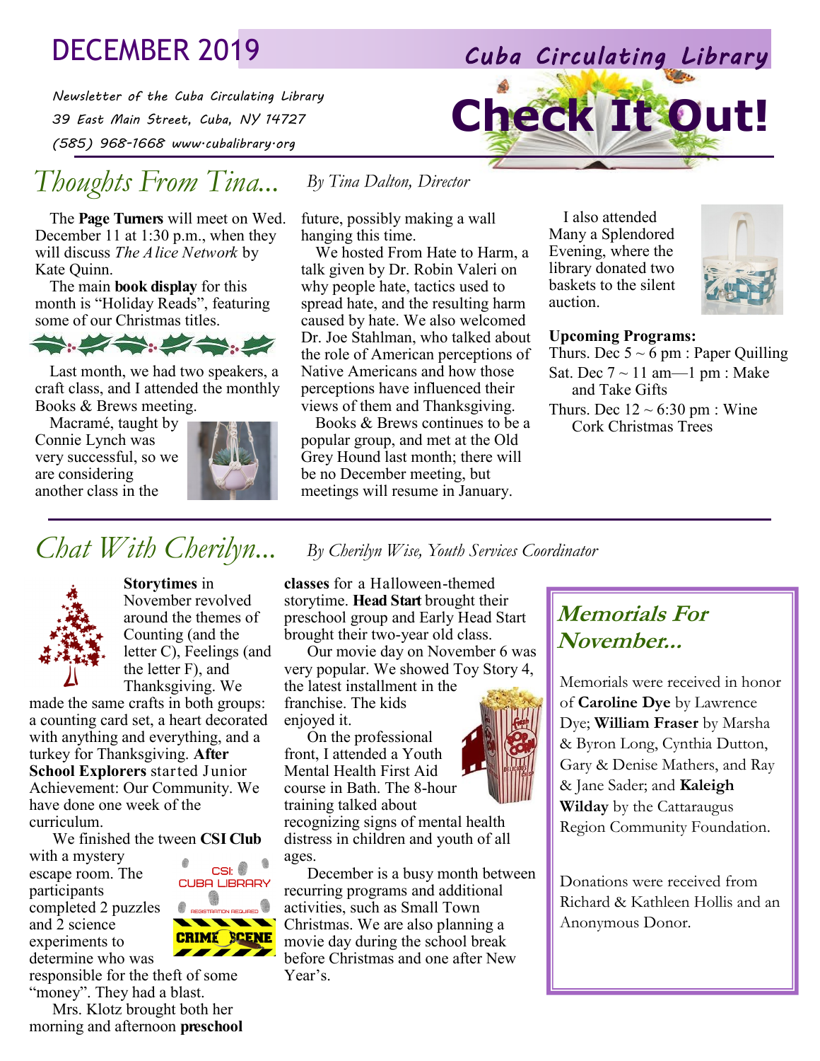# DECEMBER 2019

**Cuba Circulating Library**

*Newsletter of the Cuba Circulating Library*
*39 East Main Street, Cuba, NY 14727*
*(585) 968-1668 www.cubalibrary.org*

# Check It Out!

## *Thoughts From Tina...*

*By Tina Dalton, Director*

The **Page Turners** will meet on Wed. December 11 at 1:30 p.m., when they will discuss *The Alice Network* by Kate Quinn.

The main **book display** for this month is "Holiday Reads", featuring some of our Christmas titles.

Last month, we had two speakers, a craft class, and I attended the monthly Books & Brews meeting.

Macramé, taught by Connie Lynch was very successful, so we are considering another class in the future, possibly making a wall hanging this time.

We hosted From Hate to Harm, a talk given by Dr. Robin Valeri on why people hate, tactics used to spread hate, and the resulting harm caused by hate. We also welcomed Dr. Joe Stahlman, who talked about the role of American perceptions of Native Americans and how those perceptions have influenced their views of them and Thanksgiving.

Books & Brews continues to be a popular group, and met at the Old Grey Hound last month; there will be no December meeting, but meetings will resume in January.

I also attended Many a Splendored Evening, where the library donated two baskets to the silent auction.

**Upcoming Programs:**

- Thurs. Dec 5 ~ 6 pm : Paper Quilling
- Sat. Dec 7 ~ 11 am—1 pm : Make and Take Gifts
- Thurs. Dec 12 ~ 6:30 pm : Wine Cork Christmas Trees

## *Chat With Cherilyn...*

*By Cherilyn Wise, Youth Services Coordinator*

**Storytimes** in November revolved around the themes of Counting (and the letter C), Feelings (and the letter F), and Thanksgiving. We made the same crafts in both groups: a counting card set, a heart decorated with anything and everything, and a turkey for Thanksgiving. **After School Explorers** started Junior Achievement: Our Community. We have done one week of the curriculum.

We finished the tween **CSI Club** with a mystery escape room. The participants completed 2 puzzles and 2 science experiments to determine who was responsible for the theft of some "money". They had a blast.

Mrs. Klotz brought both her morning and afternoon **preschool classes** for a Halloween-themed storytime. **Head Start** brought their preschool group and Early Head Start brought their two-year old class.

Our movie day on November 6 was very popular. We showed Toy Story 4, the latest installment in the franchise. The kids enjoyed it.

On the professional front, I attended a Youth Mental Health First Aid course in Bath. The 8-hour training talked about recognizing signs of mental health distress in children and youth of all ages.

December is a busy month between recurring programs and additional activities, such as Small Town Christmas. We are also planning a movie day during the school break before Christmas and one after New Year's.

### *Memorials For November...*

Memorials were received in honor of **Caroline Dye** by Lawrence Dye; **William Fraser** by Marsha & Byron Long, Cynthia Dutton, Gary & Denise Mathers, and Ray & Jane Sader; and **Kaleigh Wilday** by the Cattaraugus Region Community Foundation.

Donations were received from Richard & Kathleen Hollis and an Anonymous Donor.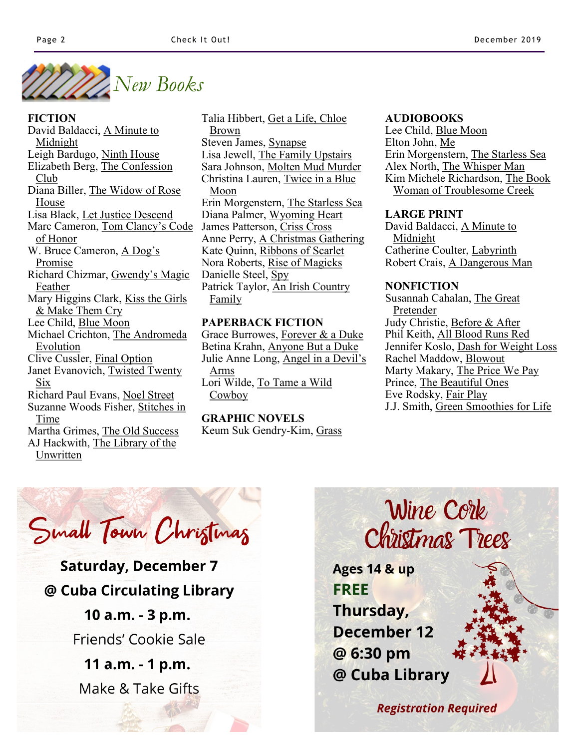# New Books

**FICTION**

David Baldacci, A Minute to Midnight
Leigh Bardugo, Ninth House
Elizabeth Berg, The Confession Club
Diana Biller, The Widow of Rose House
Lisa Black, Let Justice Descend
Marc Cameron, Tom Clancy's Code of Honor
W. Bruce Cameron, A Dog's Promise
Richard Chizmar, Gwendy's Magic Feather
Mary Higgins Clark, Kiss the Girls & Make Them Cry
Lee Child, Blue Moon
Michael Crichton, The Andromeda Evolution
Clive Cussler, Final Option
Janet Evanovich, Twisted Twenty Six
Richard Paul Evans, Noel Street
Suzanne Woods Fisher, Stitches in Time
Martha Grimes, The Old Success
AJ Hackwith, The Library of the Unwritten
Talia Hibbert, Get a Life, Chloe Brown
Steven James, Synapse
Lisa Jewell, The Family Upstairs
Sara Johnson, Molten Mud Murder
Christina Lauren, Twice in a Blue Moon
Erin Morgenstern, The Starless Sea
Diana Palmer, Wyoming Heart
James Patterson, Criss Cross
Anne Perry, A Christmas Gathering
Kate Quinn, Ribbons of Scarlet
Nora Roberts, Rise of Magicks
Danielle Steel, Spy
Patrick Taylor, An Irish Country Family

**PAPERBACK FICTION**

Grace Burrowes, Forever & a Duke
Betina Krahn, Anyone But a Duke
Julie Anne Long, Angel in a Devil's Arms
Lori Wilde, To Tame a Wild Cowboy

**GRAPHIC NOVELS**

Keum Suk Gendry-Kim, Grass

**AUDIOBOOKS**

Lee Child, Blue Moon
Elton John, Me
Erin Morgenstern, The Starless Sea
Alex North, The Whisper Man
Kim Michele Richardson, The Book Woman of Troublesome Creek

**LARGE PRINT**

David Baldacci, A Minute to Midnight
Catherine Coulter, Labyrinth
Robert Crais, A Dangerous Man

**NONFICTION**

Susannah Cahalan, The Great Pretender
Judy Christie, Before & After
Phil Keith, All Blood Runs Red
Jennifer Koslo, Dash for Weight Loss
Rachel Maddow, Blowout
Marty Makary, The Price We Pay
Prince, The Beautiful Ones
Eve Rodsky, Fair Play
J.J. Smith, Green Smoothies for Life

## Small Town Christmas

**Saturday, December 7**

**@ Cuba Circulating Library**

**10 a.m. - 3 p.m.**

Friends' Cookie Sale

**11 a.m. - 1 p.m.**

Make & Take Gifts

## Wine Cork Christmas Trees

**Ages 14 & up**

**FREE**

**Thursday, December 12**

**@ 6:30 pm**

**@ Cuba Library**

***Registration Required***